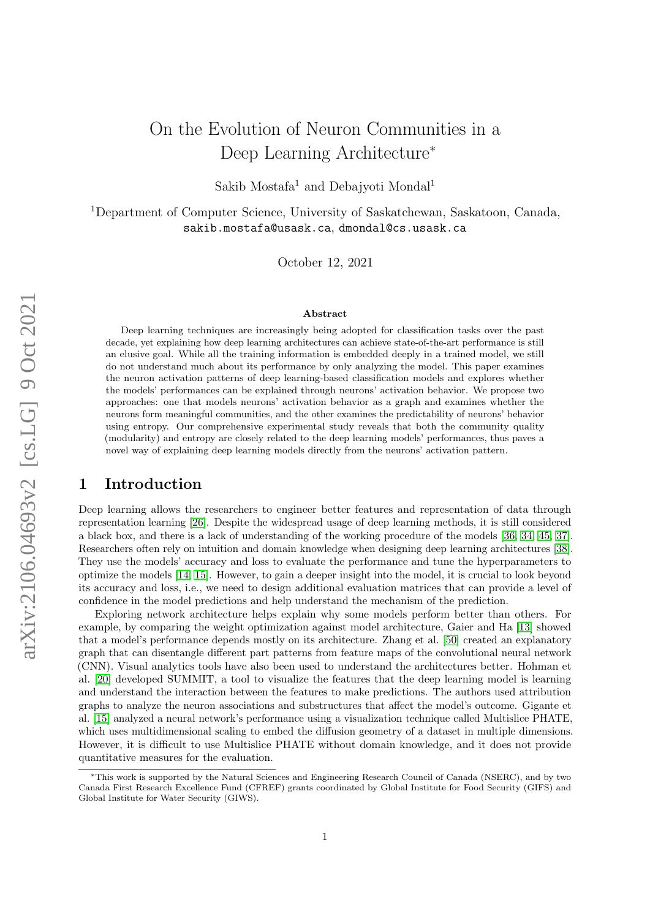# On the Evolution of Neuron Communities in a Deep Learning Architecture*

Sakib Mostafa[1] and Debajyoti Mondal[1]

[1]Department of Computer Science, University of Saskatchewan, Saskatoon, Canada, sakib.mostafa@usask.ca, dmondal@cs.usask.ca

October 12, 2021

### Abstract

Deep learning techniques are increasingly being adopted for classification tasks over the past decade, yet explaining how deep learning architectures can achieve state-of-the-art performance is still an elusive goal. While all the training information is embedded deeply in a trained model, we still do not understand much about its performance by only analyzing the model. This paper examines the neuron activation patterns of deep learning-based classification models and explores whether the models' performances can be explained through neurons' activation behavior. We propose two approaches: one that models neurons' activation behavior as a graph and examines whether the neurons form meaningful communities, and the other examines the predictability of neurons' behavior using entropy. Our comprehensive experimental study reveals that both the community quality (modularity) and entropy are closely related to the deep learning models' performances, thus paves a novel way of explaining deep learning models directly from the neurons' activation pattern.

## 1 Introduction

Deep learning allows the researchers to engineer better features and representation of data through representation learning [26]. Despite the widespread usage of deep learning methods, it is still considered a black box, and there is a lack of understanding of the working procedure of the models [36, 34, 45, 37]. Researchers often rely on intuition and domain knowledge when designing deep learning architectures [38]. They use the models' accuracy and loss to evaluate the performance and tune the hyperparameters to optimize the models [14, 15]. However, to gain a deeper insight into the model, it is crucial to look beyond its accuracy and loss, i.e., we need to design additional evaluation matrices that can provide a level of confidence in the model predictions and help understand the mechanism of the prediction.

Exploring network architecture helps explain why some models perform better than others. For example, by comparing the weight optimization against model architecture, Gaier and Ha [13] showed that a model's performance depends mostly on its architecture. Zhang et al. [50] created an explanatory graph that can disentangle different part patterns from feature maps of the convolutional neural network (CNN). Visual analytics tools have also been used to understand the architectures better. Hohman et al. [20] developed SUMMIT, a tool to visualize the features that the deep learning model is learning and understand the interaction between the features to make predictions. The authors used attribution graphs to analyze the neuron associations and substructures that affect the model's outcome. Gigante et al. [15] analyzed a neural network's performance using a visualization technique called Multislice PHATE, which uses multidimensional scaling to embed the diffusion geometry of a dataset in multiple dimensions. However, it is difficult to use Multislice PHATE without domain knowledge, and it does not provide quantitative measures for the evaluation.

*This work is supported by the Natural Sciences and Engineering Research Council of Canada (NSERC), and by two Canada First Research Excellence Fund (CFREF) grants coordinated by Global Institute for Food Security (GIFS) and Global Institute for Water Security (GIWS).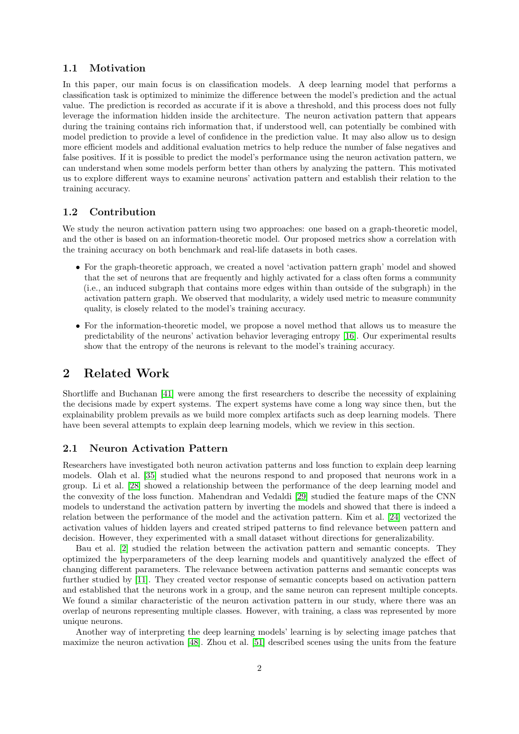### 1.1 Motivation

In this paper, our main focus is on classification models. A deep learning model that performs a classification task is optimized to minimize the difference between the model's prediction and the actual value. The prediction is recorded as accurate if it is above a threshold, and this process does not fully leverage the information hidden inside the architecture. The neuron activation pattern that appears during the training contains rich information that, if understood well, can potentially be combined with model prediction to provide a level of confidence in the prediction value. It may also allow us to design more efficient models and additional evaluation metrics to help reduce the number of false negatives and false positives. If it is possible to predict the model's performance using the neuron activation pattern, we can understand when some models perform better than others by analyzing the pattern. This motivated us to explore different ways to examine neurons' activation pattern and establish their relation to the training accuracy.

### 1.2 Contribution

We study the neuron activation pattern using two approaches: one based on a graph-theoretic model, and the other is based on an information-theoretic model. Our proposed metrics show a correlation with the training accuracy on both benchmark and real-life datasets in both cases.

- For the graph-theoretic approach, we created a novel 'activation pattern graph' model and showed that the set of neurons that are frequently and highly activated for a class often forms a community (i.e., an induced subgraph that contains more edges within than outside of the subgraph) in the activation pattern graph. We observed that modularity, a widely used metric to measure community quality, is closely related to the model's training accuracy.
- For the information-theoretic model, we propose a novel method that allows us to measure the predictability of the neurons' activation behavior leveraging entropy [16]. Our experimental results show that the entropy of the neurons is relevant to the model's training accuracy.

## 2 Related Work

Shortliffe and Buchanan [41] were among the first researchers to describe the necessity of explaining the decisions made by expert systems. The expert systems have come a long way since then, but the explainability problem prevails as we build more complex artifacts such as deep learning models. There have been several attempts to explain deep learning models, which we review in this section.

### 2.1 Neuron Activation Pattern

Researchers have investigated both neuron activation patterns and loss function to explain deep learning models. Olah et al. [35] studied what the neurons respond to and proposed that neurons work in a group. Li et al. [28] showed a relationship between the performance of the deep learning model and the convexity of the loss function. Mahendran and Vedaldi [29] studied the feature maps of the CNN models to understand the activation pattern by inverting the models and showed that there is indeed a relation between the performance of the model and the activation pattern. Kim et al. [24] vectorized the activation values of hidden layers and created striped patterns to find relevance between pattern and decision. However, they experimented with a small dataset without directions for generalizability.

Bau et al. [2] studied the relation between the activation pattern and semantic concepts. They optimized the hyperparameters of the deep learning models and quantitively analyzed the effect of changing different parameters. The relevance between activation patterns and semantic concepts was further studied by [11]. They created vector response of semantic concepts based on activation pattern and established that the neurons work in a group, and the same neuron can represent multiple concepts. We found a similar characteristic of the neuron activation pattern in our study, where there was an overlap of neurons representing multiple classes. However, with training, a class was represented by more unique neurons.

Another way of interpreting the deep learning models' learning is by selecting image patches that maximize the neuron activation [48]. Zhou et al. [51] described scenes using the units from the feature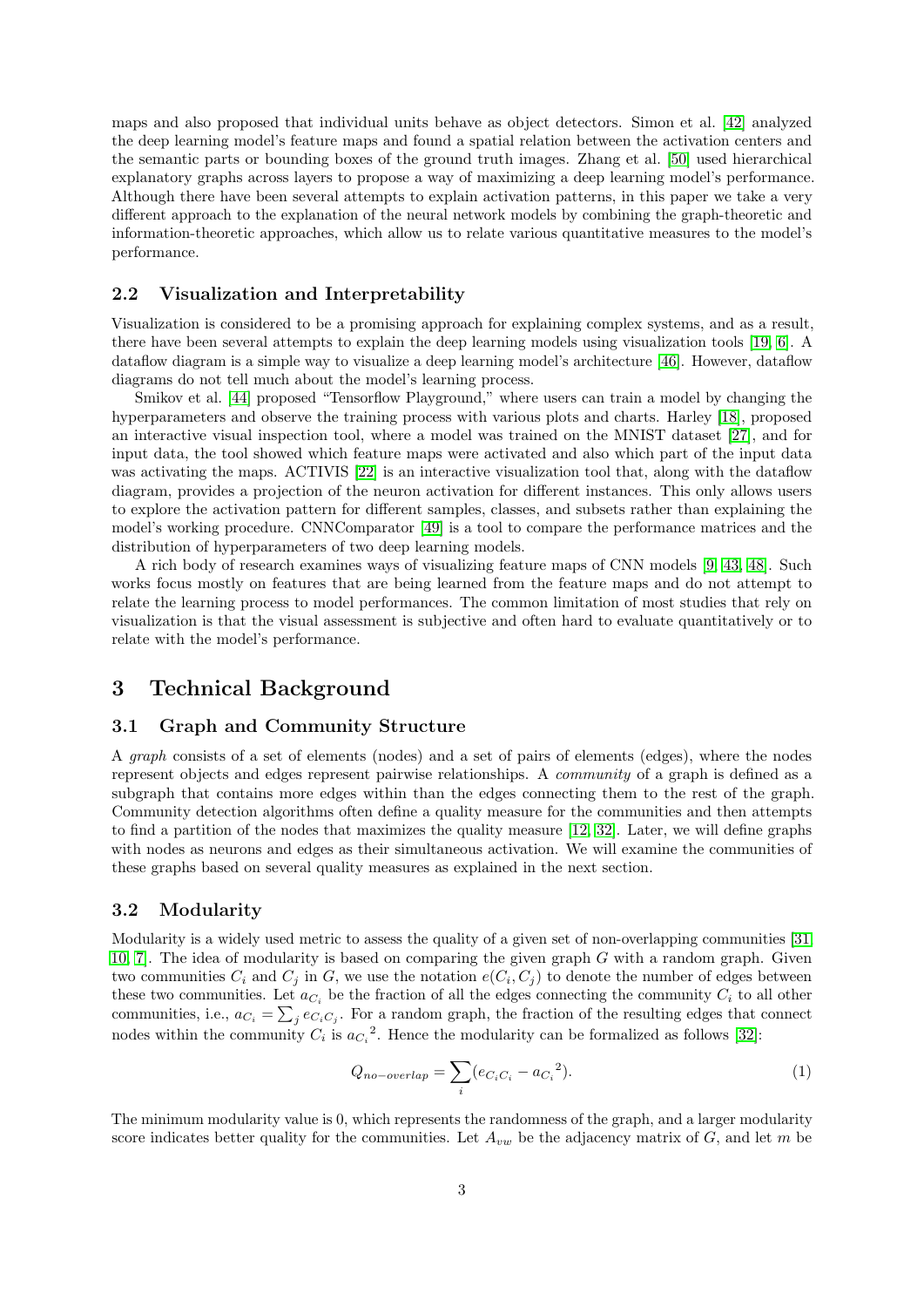maps and also proposed that individual units behave as object detectors. Simon et al. [42] analyzed the deep learning model's feature maps and found a spatial relation between the activation centers and the semantic parts or bounding boxes of the ground truth images. Zhang et al. [50] used hierarchical explanatory graphs across layers to propose a way of maximizing a deep learning model's performance. Although there have been several attempts to explain activation patterns, in this paper we take a very different approach to the explanation of the neural network models by combining the graph-theoretic and information-theoretic approaches, which allow us to relate various quantitative measures to the model's performance.

### 2.2 Visualization and Interpretability

Visualization is considered to be a promising approach for explaining complex systems, and as a result, there have been several attempts to explain the deep learning models using visualization tools [19, 6]. A dataflow diagram is a simple way to visualize a deep learning model's architecture [46]. However, dataflow diagrams do not tell much about the model's learning process.

Smikov et al. [44] proposed "Tensorflow Playground," where users can train a model by changing the hyperparameters and observe the training process with various plots and charts. Harley [18], proposed an interactive visual inspection tool, where a model was trained on the MNIST dataset [27], and for input data, the tool showed which feature maps were activated and also which part of the input data was activating the maps. ACTIVIS [22] is an interactive visualization tool that, along with the dataflow diagram, provides a projection of the neuron activation for different instances. This only allows users to explore the activation pattern for different samples, classes, and subsets rather than explaining the model's working procedure. CNNComparator [49] is a tool to compare the performance matrices and the distribution of hyperparameters of two deep learning models.

A rich body of research examines ways of visualizing feature maps of CNN models [9, 43, 48]. Such works focus mostly on features that are being learned from the feature maps and do not attempt to relate the learning process to model performances. The common limitation of most studies that rely on visualization is that the visual assessment is subjective and often hard to evaluate quantitatively or to relate with the model's performance.

## 3 Technical Background

### 3.1 Graph and Community Structure

A *graph* consists of a set of elements (nodes) and a set of pairs of elements (edges), where the nodes represent objects and edges represent pairwise relationships. A *community* of a graph is defined as a subgraph that contains more edges within than the edges connecting them to the rest of the graph. Community detection algorithms often define a quality measure for the communities and then attempts to find a partition of the nodes that maximizes the quality measure [12, 32]. Later, we will define graphs with nodes as neurons and edges as their simultaneous activation. We will examine the communities of these graphs based on several quality measures as explained in the next section.

### 3.2 Modularity

Modularity is a widely used metric to assess the quality of a given set of non-overlapping communities [31, 10, 7]. The idea of modularity is based on comparing the given graph $G$ with a random graph. Given two communities $C_i$ and $C_j$ in $G$, we use the notation $e(C_i, C_j)$ to denote the number of edges between these two communities. Let $a_{C_i}$ be the fraction of all the edges connecting the community $C_i$ to all other communities, i.e., $a_{C_i} = \sum_j e_{C_i C_j}$. For a random graph, the fraction of the resulting edges that connect nodes within the community $C_i$ is ${a_{C_i}}^2$. Hence the modularity can be formalized as follows [32]:

$$Q_{no-overlap} = \sum_i (e_{C_i C_i} - {a_{C_i}}^2). \tag{1}$$

The minimum modularity value is 0, which represents the randomness of the graph, and a larger modularity score indicates better quality for the communities. Let $A_{vw}$ be the adjacency matrix of $G$, and let $m$ be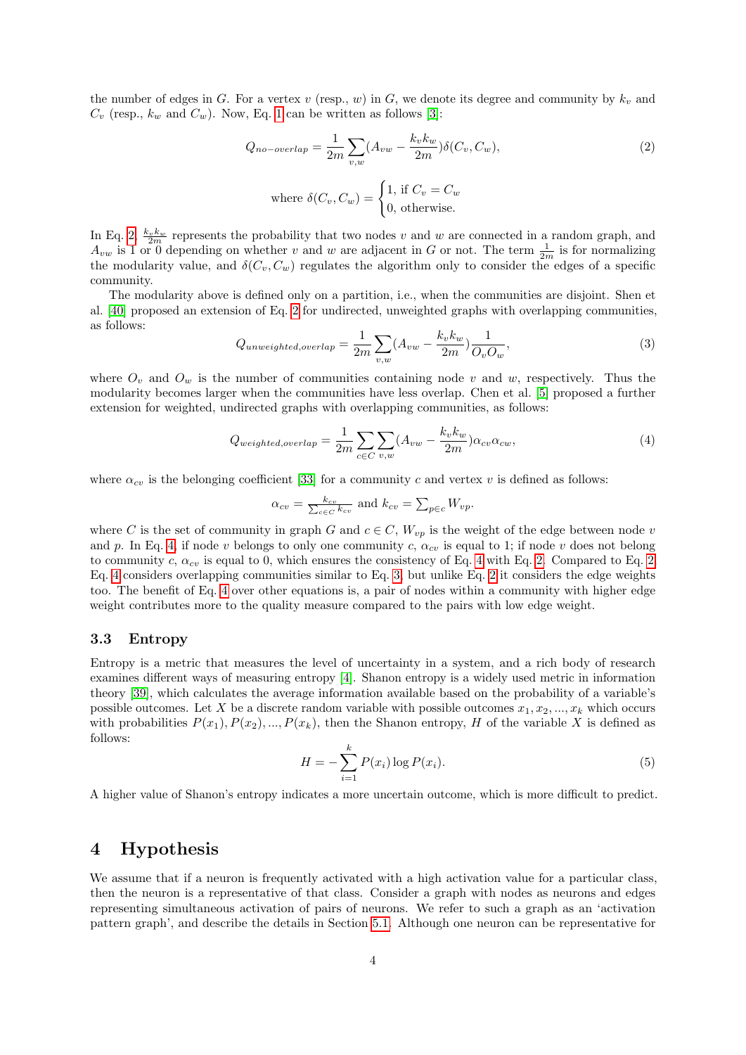the number of edges in $G$. For a vertex $v$ (resp., $w$) in $G$, we denote its degree and community by $k_v$ and $C_v$ (resp., $k_w$ and $C_w$). Now, Eq. 1 can be written as follows [3]:

$$Q_{no-overlap} = \frac{1}{2m}\sum_{v,w}(A_{vw} - \frac{k_v k_w}{2m})\delta(C_v, C_w), \tag{2}$$

$$\text{where } \delta(C_v, C_w) = \begin{cases} 1, \text{ if } C_v = C_w \\ 0, \text{ otherwise.} \end{cases}$$

In Eq. 2, $\frac{k_v k_w}{2m}$ represents the probability that two nodes $v$ and $w$ are connected in a random graph, and $A_{vw}$ is 1 or 0 depending on whether $v$ and $w$ are adjacent in $G$ or not. The term $\frac{1}{2m}$ is for normalizing the modularity value, and $\delta(C_v, C_w)$ regulates the algorithm only to consider the edges of a specific community.

The modularity above is defined only on a partition, i.e., when the communities are disjoint. Shen et al. [40] proposed an extension of Eq. 2 for undirected, unweighted graphs with overlapping communities, as follows:

$$Q_{unweighted,overlap} = \frac{1}{2m}\sum_{v,w}(A_{vw} - \frac{k_v k_w}{2m})\frac{1}{O_v O_w}, \tag{3}$$

where $O_v$ and $O_w$ is the number of communities containing node $v$ and $w$, respectively. Thus the modularity becomes larger when the communities have less overlap. Chen et al. [5] proposed a further extension for weighted, undirected graphs with overlapping communities, as follows:

$$Q_{weighted,overlap} = \frac{1}{2m}\sum_{c\in C}\sum_{v,w}(A_{vw} - \frac{k_v k_w}{2m})\alpha_{cv}\alpha_{cw}, \tag{4}$$

where $\alpha_{cv}$ is the belonging coefficient [33] for a community $c$ and vertex $v$ is defined as follows:

$$\alpha_{cv} = \frac{k_{cv}}{\sum_{c\in C} k_{cv}} \text{ and } k_{cv} = \sum_{p\in c} W_{vp}.$$

where $C$ is the set of community in graph $G$ and $c \in C$, $W_{vp}$ is the weight of the edge between node $v$ and $p$. In Eq. 4, if node $v$ belongs to only one community $c$, $\alpha_{cv}$ is equal to 1; if node $v$ does not belong to community $c$, $\alpha_{cv}$ is equal to 0, which ensures the consistency of Eq. 4 with Eq. 2. Compared to Eq. 2, Eq. 4 considers overlapping communities similar to Eq. 3, but unlike Eq. 2 it considers the edge weights too. The benefit of Eq. 4 over other equations is, a pair of nodes within a community with higher edge weight contributes more to the quality measure compared to the pairs with low edge weight.

### 3.3 Entropy

Entropy is a metric that measures the level of uncertainty in a system, and a rich body of research examines different ways of measuring entropy [4]. Shanon entropy is a widely used metric in information theory [39], which calculates the average information available based on the probability of a variable's possible outcomes. Let $X$ be a discrete random variable with possible outcomes $x_1, x_2, ..., x_k$ which occurs with probabilities $P(x_1), P(x_2), ..., P(x_k)$, then the Shanon entropy, $H$ of the variable $X$ is defined as follows:

$$H = -\sum_{i=1}^{k} P(x_i)\log P(x_i). \tag{5}$$

A higher value of Shanon's entropy indicates a more uncertain outcome, which is more difficult to predict.

## 4 Hypothesis

We assume that if a neuron is frequently activated with a high activation value for a particular class, then the neuron is a representative of that class. Consider a graph with nodes as neurons and edges representing simultaneous activation of pairs of neurons. We refer to such a graph as an 'activation pattern graph', and describe the details in Section 5.1. Although one neuron can be representative for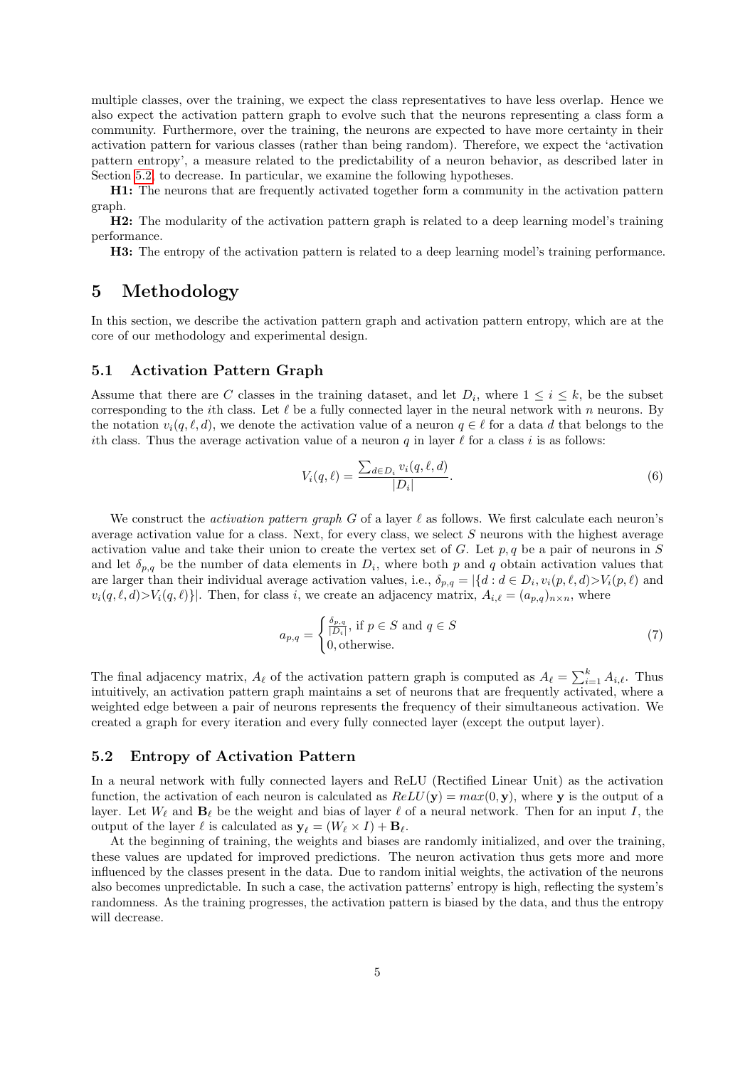multiple classes, over the training, we expect the class representatives to have less overlap. Hence we also expect the activation pattern graph to evolve such that the neurons representing a class form a community. Furthermore, over the training, the neurons are expected to have more certainty in their activation pattern for various classes (rather than being random). Therefore, we expect the 'activation pattern entropy', a measure related to the predictability of a neuron behavior, as described later in Section 5.2, to decrease. In particular, we examine the following hypotheses.

**H1:** The neurons that are frequently activated together form a community in the activation pattern graph.

**H2:** The modularity of the activation pattern graph is related to a deep learning model's training performance.

**H3:** The entropy of the activation pattern is related to a deep learning model's training performance.

# 5 Methodology

In this section, we describe the activation pattern graph and activation pattern entropy, which are at the core of our methodology and experimental design.

## 5.1 Activation Pattern Graph

Assume that there are $C$ classes in the training dataset, and let $D_i$, where $1 \leq i \leq k$, be the subset corresponding to the $i$th class. Let $\ell$ be a fully connected layer in the neural network with $n$ neurons. By the notation $v_i(q, \ell, d)$, we denote the activation value of a neuron $q \in \ell$ for a data $d$ that belongs to the $i$th class. Thus the average activation value of a neuron $q$ in layer $\ell$ for a class $i$ is as follows:

$$V_i(q, \ell) = \frac{\sum_{d \in D_i} v_i(q, \ell, d)}{|D_i|}. \tag{6}$$

We construct the *activation pattern graph* $G$ of a layer $\ell$ as follows. We first calculate each neuron's average activation value for a class. Next, for every class, we select $S$ neurons with the highest average activation value and take their union to create the vertex set of $G$. Let $p, q$ be a pair of neurons in $S$ and let $\delta_{p,q}$ be the number of data elements in $D_i$, where both $p$ and $q$ obtain activation values that are larger than their individual average activation values, i.e., $\delta_{p,q} = |\{d : d \in D_i, v_i(p, \ell, d) > V_i(p, \ell)$ and $v_i(q, \ell, d) > V_i(q, \ell)\}|$. Then, for class $i$, we create an adjacency matrix, $A_{i,\ell} = (a_{p,q})_{n \times n}$, where

$$a_{p,q} = \begin{cases} \frac{\delta_{p,q}}{|D_i|}, \text{ if } p \in S \text{ and } q \in S \\ 0, \text{otherwise.} \end{cases} \tag{7}$$

The final adjacency matrix, $A_\ell$ of the activation pattern graph is computed as $A_\ell = \sum_{i=1}^{k} A_{i,\ell}$. Thus intuitively, an activation pattern graph maintains a set of neurons that are frequently activated, where a weighted edge between a pair of neurons represents the frequency of their simultaneous activation. We created a graph for every iteration and every fully connected layer (except the output layer).

## 5.2 Entropy of Activation Pattern

In a neural network with fully connected layers and ReLU (Rectified Linear Unit) as the activation function, the activation of each neuron is calculated as $ReLU(\mathbf{y}) = max(0, \mathbf{y})$, where $\mathbf{y}$ is the output of a layer. Let $W_\ell$ and $\mathbf{B}_\ell$ be the weight and bias of layer $\ell$ of a neural network. Then for an input $I$, the output of the layer $\ell$ is calculated as $\mathbf{y}_\ell = (W_\ell \times I) + \mathbf{B}_\ell$.

At the beginning of training, the weights and biases are randomly initialized, and over the training, these values are updated for improved predictions. The neuron activation thus gets more and more influenced by the classes present in the data. Due to random initial weights, the activation of the neurons also becomes unpredictable. In such a case, the activation patterns' entropy is high, reflecting the system's randomness. As the training progresses, the activation pattern is biased by the data, and thus the entropy will decrease.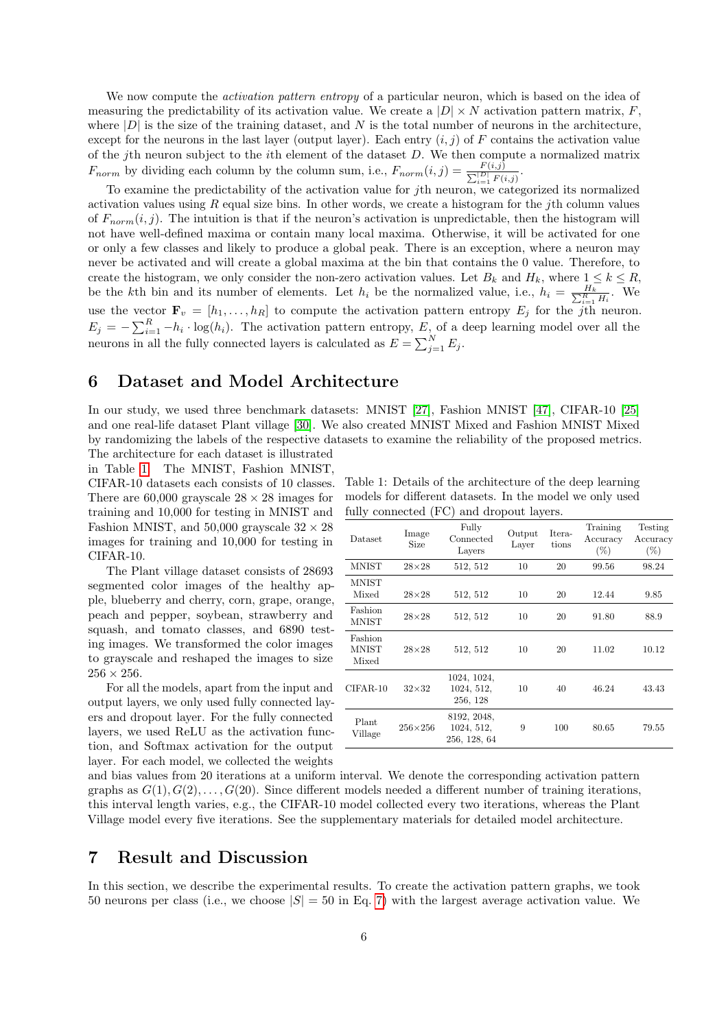We now compute the *activation pattern entropy* of a particular neuron, which is based on the idea of measuring the predictability of its activation value. We create a $|D| \times N$ activation pattern matrix, $F$, where $|D|$ is the size of the training dataset, and $N$ is the total number of neurons in the architecture, except for the neurons in the last layer (output layer). Each entry $(i, j)$ of $F$ contains the activation value of the $j$th neuron subject to the $i$th element of the dataset $D$. We then compute a normalized matrix $F_{norm}$ by dividing each column by the column sum, i.e., $F_{norm}(i,j) = \frac{F(i,j)}{\sum_{i=1}^{|D|} F(i,j)}$.

To examine the predictability of the activation value for $j$th neuron, we categorized its normalized activation values using $R$ equal size bins. In other words, we create a histogram for the $j$th column values of $F_{norm}(i,j)$. The intuition is that if the neuron's activation is unpredictable, then the histogram will not have well-defined maxima or contain many local maxima. Otherwise, it will be activated for one or only a few classes and likely to produce a global peak. There is an exception, where a neuron may never be activated and will create a global maxima at the bin that contains the 0 value. Therefore, to create the histogram, we only consider the non-zero activation values. Let $B_k$ and $H_k$, where $1 \leq k \leq R$, be the $k$th bin and its number of elements. Let $h_i$ be the normalized value, i.e., $h_i = \frac{H_k}{\sum_{i=1}^{R} H_i}$. We use the vector $\mathbf{F}_v = [h_1, \ldots, h_R]$ to compute the activation pattern entropy $E_j$ for the $j$th neuron. $E_j = -\sum_{i=1}^{R} -h_i \cdot \log(h_i)$. The activation pattern entropy, $E$, of a deep learning model over all the neurons in all the fully connected layers is calculated as $E = \sum_{j=1}^{N} E_j$.

## 6 Dataset and Model Architecture

In our study, we used three benchmark datasets: MNIST [27], Fashion MNIST [47], CIFAR-10 [25] and one real-life dataset Plant village [30]. We also created MNIST Mixed and Fashion MNIST Mixed by randomizing the labels of the respective datasets to examine the reliability of the proposed metrics. The architecture for each dataset is illustrated in Table 1. The MNIST, Fashion MNIST, CIFAR-10 datasets each consists of 10 classes. There are 60,000 grayscale $28 \times 28$ images for training and 10,000 for testing in MNIST and Fashion MNIST, and 50,000 grayscale $32 \times 28$ images for training and 10,000 for testing in CIFAR-10.

The Plant village dataset consists of 28693 segmented color images of the healthy apple, blueberry and cherry, corn, grape, orange, peach and pepper, soybean, strawberry and squash, and tomato classes, and 6890 testing images. We transformed the color images to grayscale and reshaped the images to size $256 \times 256$.

For all the models, apart from the input and output layers, we only used fully connected layers and dropout layer. For the fully connected layers, we used ReLU as the activation function, and Softmax activation for the output layer. For each model, we collected the weights and bias values from 20 iterations at a uniform interval. We denote the corresponding activation pattern graphs as $G(1), G(2), \ldots, G(20)$. Since different models needed a different number of training iterations, this interval length varies, e.g., the CIFAR-10 model collected every two iterations, whereas the Plant Village model every five iterations. See the supplementary materials for detailed model architecture.

Table 1: Details of the architecture of the deep learning models for different datasets. In the model we only used fully connected (FC) and dropout layers.

| Dataset | Image Size | Fully Connected Layers | Output Layer | Iterations | Training Accuracy (%) | Testing Accuracy (%) |
|---|---|---|---|---|---|---|
| MNIST | 28×28 | 512, 512 | 10 | 20 | 99.56 | 98.24 |
| MNIST Mixed | 28×28 | 512, 512 | 10 | 20 | 12.44 | 9.85 |
| Fashion MNIST | 28×28 | 512, 512 | 10 | 20 | 91.80 | 88.9 |
| Fashion MNIST Mixed | 28×28 | 512, 512 | 10 | 20 | 11.02 | 10.12 |
| CIFAR-10 | 32×32 | 1024, 1024, 1024, 512, 256, 128 | 10 | 40 | 46.24 | 43.43 |
| Plant Village | 256×256 | 8192, 2048, 1024, 512, 256, 128, 64 | 9 | 100 | 80.65 | 79.55 |

## 7 Result and Discussion

In this section, we describe the experimental results. To create the activation pattern graphs, we took 50 neurons per class (i.e., we choose $|S| = 50$ in Eq. 7) with the largest average activation value. We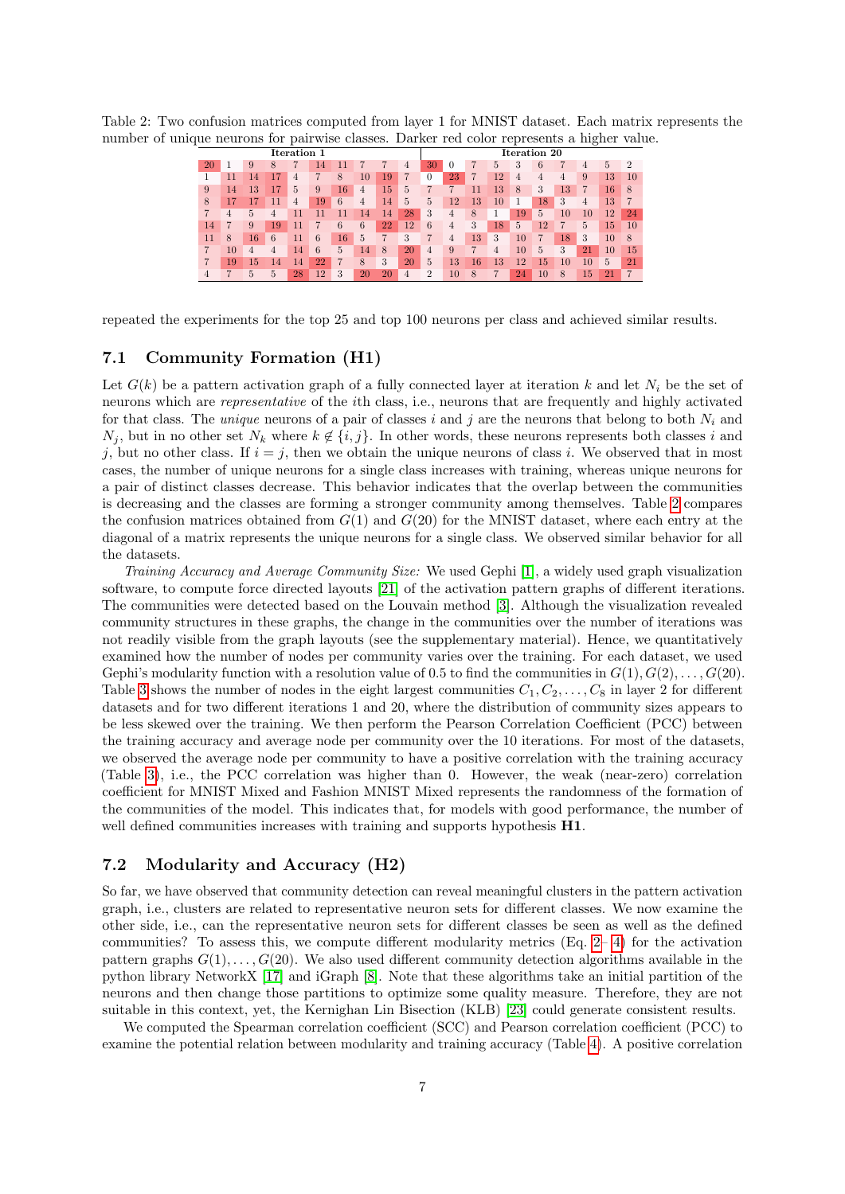Table 2: Two confusion matrices computed from layer 1 for MNIST dataset. Each matrix represents the number of unique neurons for pairwise classes. Darker red color represents a higher value.

| Iteration 1 | | | | | | | | | | Iteration 20 | | | | | | | | | |
|---|---|---|---|---|---|---|---|---|---|---|---|---|---|---|---|---|---|---|---|
| 20 | 1 | 9 | 8 | 7 | 14 | 11 | 7 | 7 | 4 | 30 | 0 | 7 | 5 | 3 | 6 | 7 | 4 | 5 | 2 |
| 1 | 11 | 14 | 17 | 4 | 7 | 8 | 10 | 19 | 7 | 0 | 23 | 7 | 12 | 4 | 4 | 4 | 9 | 13 | 10 |
| 9 | 14 | 13 | 17 | 5 | 9 | 16 | 4 | 15 | 5 | 7 | 7 | 11 | 13 | 8 | 3 | 13 | 7 | 16 | 8 |
| 8 | 17 | 17 | 11 | 4 | 19 | 6 | 4 | 14 | 5 | 5 | 12 | 13 | 10 | 1 | 18 | 3 | 4 | 13 | 7 |
| 7 | 4 | 5 | 4 | 11 | 11 | 11 | 14 | 14 | 28 | 3 | 4 | 8 | 1 | 19 | 5 | 10 | 10 | 12 | 24 |
| 14 | 7 | 9 | 19 | 11 | 7 | 6 | 6 | 22 | 12 | 6 | 4 | 3 | 18 | 5 | 12 | 7 | 5 | 15 | 10 |
| 11 | 8 | 16 | 6 | 11 | 6 | 16 | 5 | 7 | 3 | 7 | 4 | 13 | 3 | 10 | 7 | 18 | 3 | 10 | 8 |
| 7 | 10 | 4 | 4 | 14 | 6 | 5 | 14 | 8 | 20 | 4 | 9 | 7 | 4 | 10 | 5 | 3 | 21 | 10 | 15 |
| 7 | 19 | 15 | 14 | 14 | 22 | 7 | 8 | 3 | 20 | 5 | 13 | 16 | 13 | 12 | 15 | 10 | 10 | 5 | 21 |
| 4 | 7 | 5 | 5 | 28 | 12 | 3 | 20 | 20 | 4 | 2 | 10 | 8 | 7 | 24 | 10 | 8 | 15 | 21 | 7 |

repeated the experiments for the top 25 and top 100 neurons per class and achieved similar results.

## 7.1 Community Formation (H1)

Let $G(k)$ be a pattern activation graph of a fully connected layer at iteration $k$ and let $N_i$ be the set of neurons which are *representative* of the $i$th class, i.e., neurons that are frequently and highly activated for that class. The *unique* neurons of a pair of classes $i$ and $j$ are the neurons that belong to both $N_i$ and $N_j$, but in no other set $N_k$ where $k \notin \{i, j\}$. In other words, these neurons represents both classes $i$ and $j$, but no other class. If $i = j$, then we obtain the unique neurons of class $i$. We observed that in most cases, the number of unique neurons for a single class increases with training, whereas unique neurons for a pair of distinct classes decrease. This behavior indicates that the overlap between the communities is decreasing and the classes are forming a stronger community among themselves. Table 2 compares the confusion matrices obtained from $G(1)$ and $G(20)$ for the MNIST dataset, where each entry at the diagonal of a matrix represents the unique neurons for a single class. We observed similar behavior for all the datasets.

*Training Accuracy and Average Community Size:* We used Gephi [1], a widely used graph visualization software, to compute force directed layouts [21] of the activation pattern graphs of different iterations. The communities were detected based on the Louvain method [3]. Although the visualization revealed community structures in these graphs, the change in the communities over the number of iterations was not readily visible from the graph layouts (see the supplementary material). Hence, we quantitatively examined how the number of nodes per community varies over the training. For each dataset, we used Gephi's modularity function with a resolution value of 0.5 to find the communities in $G(1), G(2), \ldots, G(20)$. Table 3 shows the number of nodes in the eight largest communities $C_1, C_2, \ldots, C_8$ in layer 2 for different datasets and for two different iterations 1 and 20, where the distribution of community sizes appears to be less skewed over the training. We then perform the Pearson Correlation Coefficient (PCC) between the training accuracy and average node per community over the 10 iterations. For most of the datasets, we observed the average node per community to have a positive correlation with the training accuracy (Table 3), i.e., the PCC correlation was higher than 0. However, the weak (near-zero) correlation coefficient for MNIST Mixed and Fashion MNIST Mixed represents the randomness of the formation of the communities of the model. This indicates that, for models with good performance, the number of well defined communities increases with training and supports hypothesis **H1**.

## 7.2 Modularity and Accuracy (H2)

So far, we have observed that community detection can reveal meaningful clusters in the pattern activation graph, i.e., clusters are related to representative neuron sets for different classes. We now examine the other side, i.e., can the representative neuron sets for different classes be seen as well as the defined communities? To assess this, we compute different modularity metrics (Eq. 2– 4) for the activation pattern graphs $G(1), \ldots, G(20)$. We also used different community detection algorithms available in the python library NetworkX [17] and iGraph [8]. Note that these algorithms take an initial partition of the neurons and then change those partitions to optimize some quality measure. Therefore, they are not suitable in this context, yet, the Kernighan Lin Bisection (KLB) [23] could generate consistent results.

We computed the Spearman correlation coefficient (SCC) and Pearson correlation coefficient (PCC) to examine the potential relation between modularity and training accuracy (Table 4). A positive correlation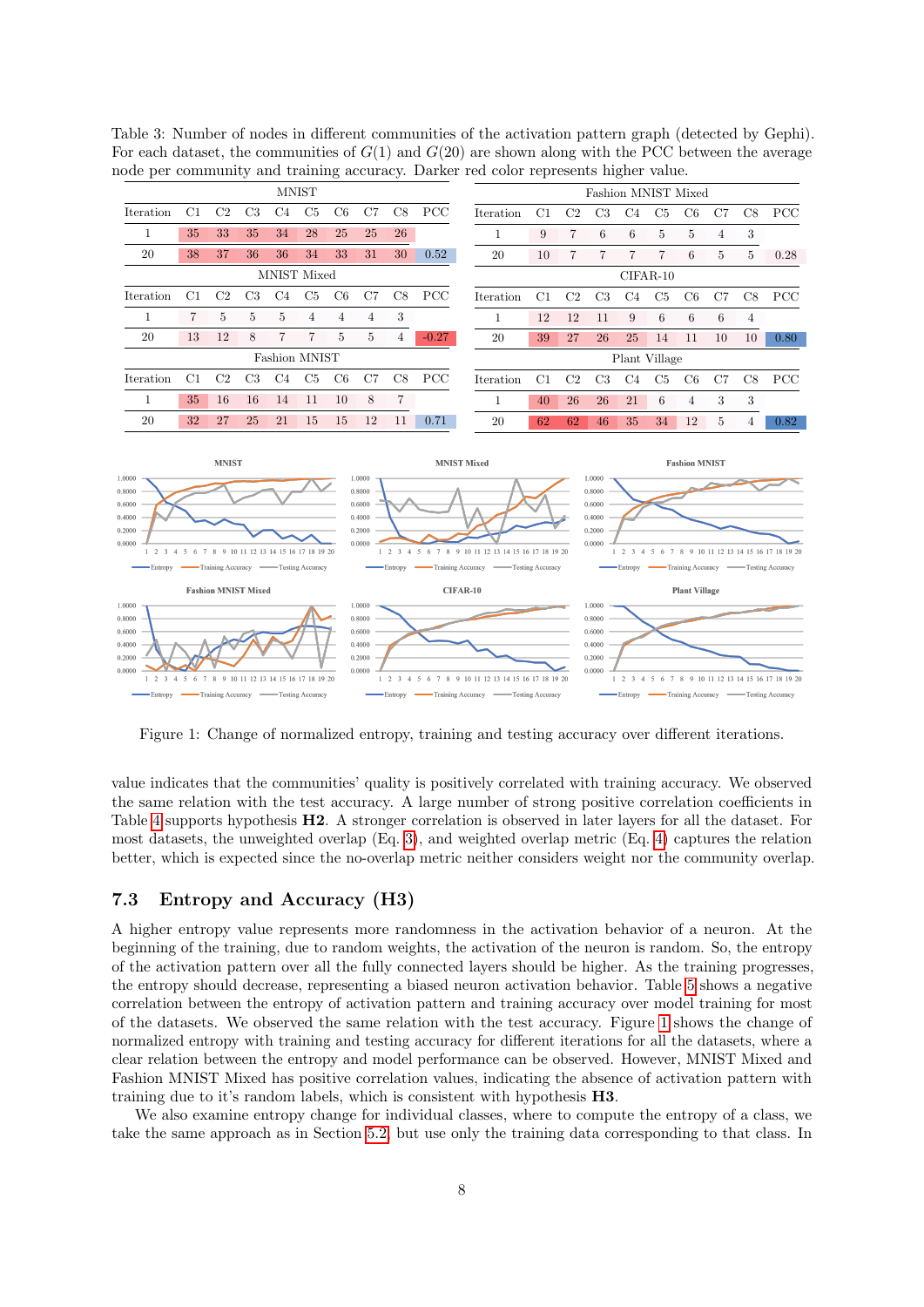Table 3: Number of nodes in different communities of the activation pattern graph (detected by Gephi). For each dataset, the communities of $G(1)$ and $G(20)$ are shown along with the PCC between the average node per community and training accuracy. Darker red color represents higher value.

| MNIST | | | | | | | | | |
|---|---|---|---|---|---|---|---|---|---|
| Iteration | C1 | C2 | C3 | C4 | C5 | C6 | C7 | C8 | PCC |
| 1 | 35 | 33 | 35 | 34 | 28 | 25 | 25 | 26 | |
| 20 | 38 | 37 | 36 | 36 | 34 | 33 | 31 | 30 | 0.52 |

| MNIST Mixed | | | | | | | | | |
|---|---|---|---|---|---|---|---|---|---|
| Iteration | C1 | C2 | C3 | C4 | C5 | C6 | C7 | C8 | PCC |
| 1 | 7 | 5 | 5 | 5 | 4 | 4 | 4 | 3 | |
| 20 | 13 | 12 | 8 | 7 | 7 | 5 | 5 | 4 | -0.27 |

| Fashion MNIST | | | | | | | | | |
|---|---|---|---|---|---|---|---|---|---|
| Iteration | C1 | C2 | C3 | C4 | C5 | C6 | C7 | C8 | PCC |
| 1 | 35 | 16 | 16 | 14 | 11 | 10 | 8 | 7 | |
| 20 | 32 | 27 | 25 | 21 | 15 | 15 | 12 | 11 | 0.71 |

| Fashion MNIST Mixed | | | | | | | | | |
|---|---|---|---|---|---|---|---|---|---|
| Iteration | C1 | C2 | C3 | C4 | C5 | C6 | C7 | C8 | PCC |
| 1 | 9 | 7 | 6 | 6 | 5 | 5 | 4 | 3 | |
| 20 | 10 | 7 | 7 | 7 | 7 | 6 | 5 | 5 | 0.28 |

| CIFAR-10 | | | | | | | | | |
|---|---|---|---|---|---|---|---|---|---|
| Iteration | C1 | C2 | C3 | C4 | C5 | C6 | C7 | C8 | PCC |
| 1 | 12 | 12 | 11 | 9 | 6 | 6 | 6 | 4 | |
| 20 | 39 | 27 | 26 | 25 | 14 | 11 | 10 | 10 | 0.80 |

| Plant Village | | | | | | | | | |
|---|---|---|---|---|---|---|---|---|---|
| Iteration | C1 | C2 | C3 | C4 | C5 | C6 | C7 | C8 | PCC |
| 1 | 40 | 26 | 26 | 21 | 6 | 4 | 3 | 3 | |
| 20 | 62 | 62 | 46 | 35 | 34 | 12 | 5 | 4 | 0.82 |

Figure 1: Change of normalized entropy, training and testing accuracy over different iterations.

value indicates that the communities' quality is positively correlated with training accuracy. We observed the same relation with the test accuracy. A large number of strong positive correlation coefficients in Table 4 supports hypothesis **H2**. A stronger correlation is observed in later layers for all the dataset. For most datasets, the unweighted overlap (Eq. 3), and weighted overlap metric (Eq. 4) captures the relation better, which is expected since the no-overlap metric neither considers weight nor the community overlap.

## 7.3 Entropy and Accuracy (H3)

A higher entropy value represents more randomness in the activation behavior of a neuron. At the beginning of the training, due to random weights, the activation of the neuron is random. So, the entropy of the activation pattern over all the fully connected layers should be higher. As the training progresses, the entropy should decrease, representing a biased neuron activation behavior. Table 5 shows a negative correlation between the entropy of activation pattern and training accuracy over model training for most of the datasets. We observed the same relation with the test accuracy. Figure 1 shows the change of normalized entropy with training and testing accuracy for different iterations for all the datasets, where a clear relation between the entropy and model performance can be observed. However, MNIST Mixed and Fashion MNIST Mixed has positive correlation values, indicating the absence of activation pattern with training due to it's random labels, which is consistent with hypothesis **H3**.

We also examine entropy change for individual classes, where to compute the entropy of a class, we take the same approach as in Section 5.2, but use only the training data corresponding to that class. In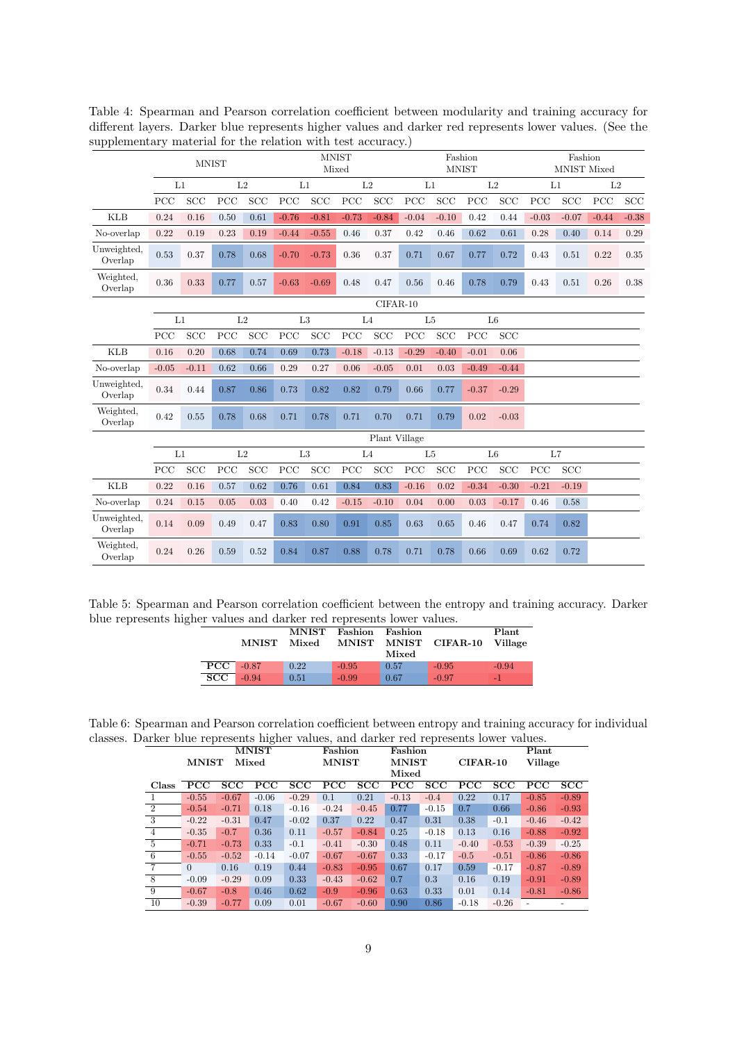Table 4: Spearman and Pearson correlation coefficient between modularity and training accuracy for different layers. Darker blue represents higher values and darker red represents lower values. (See the supplementary material for the relation with test accuracy.)

| | MNIST | | | | MNIST Mixed | | | | Fashion MNIST | | | | Fashion MNIST Mixed | | | |
|---|---|---|---|---|---|---|---|---|---|---|---|---|---|---|---|---|
| | L1 | | L2 | | L1 | | L2 | | L1 | | L2 | | L1 | | L2 | |
| | PCC | SCC | PCC | SCC | PCC | SCC | PCC | SCC | PCC | SCC | PCC | SCC | PCC | SCC | PCC | SCC |
| KLB | 0.24 | 0.16 | 0.50 | 0.61 | -0.76 | -0.81 | -0.73 | -0.84 | -0.04 | -0.10 | 0.42 | 0.44 | -0.03 | -0.07 | -0.44 | -0.38 |
| No-overlap | 0.22 | 0.19 | 0.23 | 0.19 | -0.44 | -0.55 | 0.46 | 0.37 | 0.42 | 0.46 | 0.62 | 0.61 | 0.28 | 0.40 | 0.14 | 0.29 |
| Unweighted, Overlap | 0.53 | 0.37 | 0.78 | 0.68 | -0.70 | -0.73 | 0.36 | 0.37 | 0.71 | 0.67 | 0.77 | 0.72 | 0.43 | 0.51 | 0.22 | 0.35 |
| Weighted, Overlap | 0.36 | 0.33 | 0.77 | 0.57 | -0.63 | -0.69 | 0.48 | 0.47 | 0.56 | 0.46 | 0.78 | 0.79 | 0.43 | 0.51 | 0.26 | 0.38 |

| | CIFAR-10 | | | | | | | | | | | |
|---|---|---|---|---|---|---|---|---|---|---|---|---|
| | L1 | | L2 | | L3 | | L4 | | L5 | | L6 | |
| | PCC | SCC | PCC | SCC | PCC | SCC | PCC | SCC | PCC | SCC | PCC | SCC |
| KLB | 0.16 | 0.20 | 0.68 | 0.74 | 0.69 | 0.73 | -0.18 | -0.13 | -0.29 | -0.40 | -0.01 | 0.06 |
| No-overlap | -0.05 | -0.11 | 0.62 | 0.66 | 0.29 | 0.27 | 0.06 | -0.05 | 0.01 | 0.03 | -0.49 | -0.44 |
| Unweighted, Overlap | 0.34 | 0.44 | 0.87 | 0.86 | 0.73 | 0.82 | 0.82 | 0.79 | 0.66 | 0.77 | -0.37 | -0.29 |
| Weighted, Overlap | 0.42 | 0.55 | 0.78 | 0.68 | 0.71 | 0.78 | 0.71 | 0.70 | 0.71 | 0.79 | 0.02 | -0.03 |

| | Plant Village | | | | | | | | | | | | | |
|---|---|---|---|---|---|---|---|---|---|---|---|---|---|---|
| | L1 | | L2 | | L3 | | L4 | | L5 | | L6 | | L7 | |
| | PCC | SCC | PCC | SCC | PCC | SCC | PCC | SCC | PCC | SCC | PCC | SCC | PCC | SCC |
| KLB | 0.22 | 0.16 | 0.57 | 0.62 | 0.76 | 0.61 | 0.84 | 0.83 | -0.16 | 0.02 | -0.34 | -0.30 | -0.21 | -0.19 |
| No-overlap | 0.24 | 0.15 | 0.05 | 0.03 | 0.40 | 0.42 | -0.15 | -0.10 | 0.04 | 0.00 | 0.03 | -0.17 | 0.46 | 0.58 |
| Unweighted, Overlap | 0.14 | 0.09 | 0.49 | 0.47 | 0.83 | 0.80 | 0.91 | 0.85 | 0.63 | 0.65 | 0.46 | 0.47 | 0.74 | 0.82 |
| Weighted, Overlap | 0.24 | 0.26 | 0.59 | 0.52 | 0.84 | 0.87 | 0.88 | 0.78 | 0.71 | 0.78 | 0.66 | 0.69 | 0.62 | 0.72 |

Table 5: Spearman and Pearson correlation coefficient between the entropy and training accuracy. Darker blue represents higher values and darker red represents lower values.

| | MNIST | MNIST Mixed | Fashion MNIST | Fashion MNIST Mixed | CIFAR-10 | Plant Village |
|---|---|---|---|---|---|---|
| **PCC** | -0.87 | 0.22 | -0.95 | 0.57 | -0.95 | -0.94 |
| **SCC** | -0.94 | 0.51 | -0.99 | 0.67 | -0.97 | -1 |

Table 6: Spearman and Pearson correlation coefficient between entropy and training accuracy for individual classes. Darker blue represents higher values, and darker red represents lower values.

| | **MNIST** | | **MNIST Mixed** | | **Fashion MNIST** | | **Fashion MNIST Mixed** | | **CIFAR-10** | | **Plant Village** | |
|---|---|---|---|---|---|---|---|---|---|---|---|---|
| **Class** | **PCC** | **SCC** | **PCC** | **SCC** | **PCC** | **SCC** | **PCC** | **SCC** | **PCC** | **SCC** | **PCC** | **SCC** |
| 1 | -0.55 | -0.67 | -0.06 | -0.29 | 0.1 | 0.21 | -0.13 | -0.4 | 0.22 | 0.17 | -0.85 | -0.89 |
| 2 | -0.54 | -0.71 | 0.18 | -0.16 | -0.24 | -0.45 | 0.77 | -0.15 | 0.7 | 0.66 | -0.86 | -0.93 |
| 3 | -0.22 | -0.31 | 0.47 | -0.02 | 0.37 | 0.22 | 0.47 | 0.31 | 0.38 | -0.1 | -0.46 | -0.42 |
| 4 | -0.35 | -0.7 | 0.36 | 0.11 | -0.57 | -0.84 | 0.25 | -0.18 | 0.13 | 0.16 | -0.88 | -0.92 |
| 5 | -0.71 | -0.73 | 0.33 | -0.1 | -0.41 | -0.30 | 0.48 | 0.11 | -0.40 | -0.53 | -0.39 | -0.25 |
| 6 | -0.55 | -0.52 | -0.14 | -0.07 | -0.67 | -0.67 | 0.33 | -0.17 | -0.5 | -0.51 | -0.86 | -0.86 |
| 7 | 0 | 0.16 | 0.19 | 0.44 | -0.83 | -0.95 | 0.67 | 0.17 | 0.59 | -0.17 | -0.87 | -0.89 |
| 8 | -0.09 | -0.29 | 0.09 | 0.33 | -0.43 | -0.62 | 0.7 | 0.3 | 0.16 | 0.19 | -0.91 | -0.89 |
| 9 | -0.67 | -0.8 | 0.46 | 0.62 | -0.9 | -0.96 | 0.63 | 0.33 | 0.01 | 0.14 | -0.81 | -0.86 |
| 10 | -0.39 | -0.77 | 0.09 | 0.01 | -0.67 | -0.60 | 0.90 | 0.86 | -0.18 | -0.26 | - | - |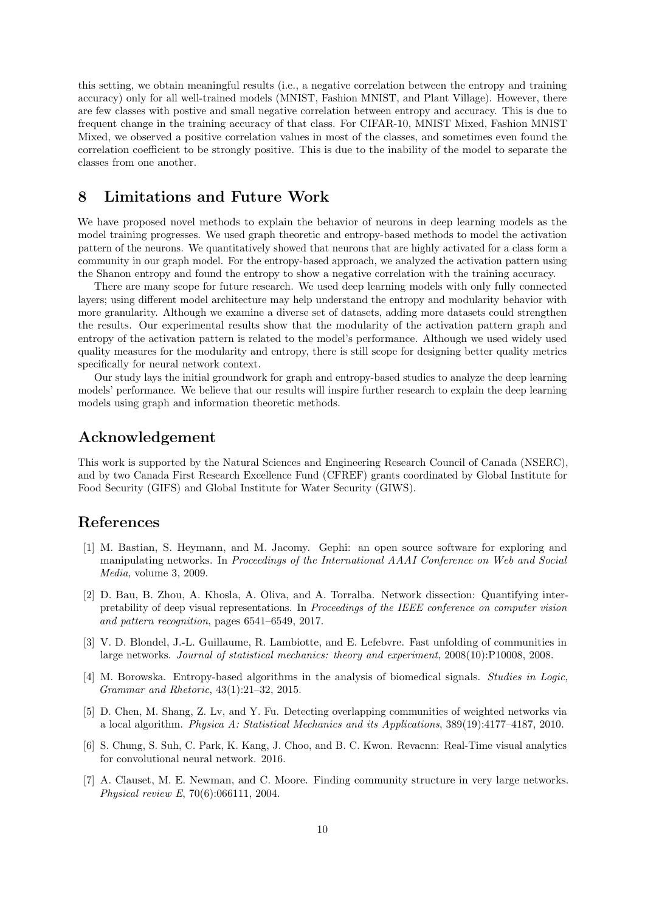this setting, we obtain meaningful results (i.e., a negative correlation between the entropy and training accuracy) only for all well-trained models (MNIST, Fashion MNIST, and Plant Village). However, there are few classes with postive and small negative correlation between entropy and accuracy. This is due to frequent change in the training accuracy of that class. For CIFAR-10, MNIST Mixed, Fashion MNIST Mixed, we observed a positive correlation values in most of the classes, and sometimes even found the correlation coefficient to be strongly positive. This is due to the inability of the model to separate the classes from one another.

## 8 Limitations and Future Work

We have proposed novel methods to explain the behavior of neurons in deep learning models as the model training progresses. We used graph theoretic and entropy-based methods to model the activation pattern of the neurons. We quantitatively showed that neurons that are highly activated for a class form a community in our graph model. For the entropy-based approach, we analyzed the activation pattern using the Shanon entropy and found the entropy to show a negative correlation with the training accuracy.

There are many scope for future research. We used deep learning models with only fully connected layers; using different model architecture may help understand the entropy and modularity behavior with more granularity. Although we examine a diverse set of datasets, adding more datasets could strengthen the results. Our experimental results show that the modularity of the activation pattern graph and entropy of the activation pattern is related to the model's performance. Although we used widely used quality measures for the modularity and entropy, there is still scope for designing better quality metrics specifically for neural network context.

Our study lays the initial groundwork for graph and entropy-based studies to analyze the deep learning models' performance. We believe that our results will inspire further research to explain the deep learning models using graph and information theoretic methods.

## Acknowledgement

This work is supported by the Natural Sciences and Engineering Research Council of Canada (NSERC), and by two Canada First Research Excellence Fund (CFREF) grants coordinated by Global Institute for Food Security (GIFS) and Global Institute for Water Security (GIWS).

## References

[1] M. Bastian, S. Heymann, and M. Jacomy. Gephi: an open source software for exploring and manipulating networks. In *Proceedings of the International AAAI Conference on Web and Social Media*, volume 3, 2009.

[2] D. Bau, B. Zhou, A. Khosla, A. Oliva, and A. Torralba. Network dissection: Quantifying interpretability of deep visual representations. In *Proceedings of the IEEE conference on computer vision and pattern recognition*, pages 6541–6549, 2017.

[3] V. D. Blondel, J.-L. Guillaume, R. Lambiotte, and E. Lefebvre. Fast unfolding of communities in large networks. *Journal of statistical mechanics: theory and experiment*, 2008(10):P10008, 2008.

[4] M. Borowska. Entropy-based algorithms in the analysis of biomedical signals. *Studies in Logic, Grammar and Rhetoric*, 43(1):21–32, 2015.

[5] D. Chen, M. Shang, Z. Lv, and Y. Fu. Detecting overlapping communities of weighted networks via a local algorithm. *Physica A: Statistical Mechanics and its Applications*, 389(19):4177–4187, 2010.

[6] S. Chung, S. Suh, C. Park, K. Kang, J. Choo, and B. C. Kwon. Revacnn: Real-Time visual analytics for convolutional neural network. 2016.

[7] A. Clauset, M. E. Newman, and C. Moore. Finding community structure in very large networks. *Physical review E*, 70(6):066111, 2004.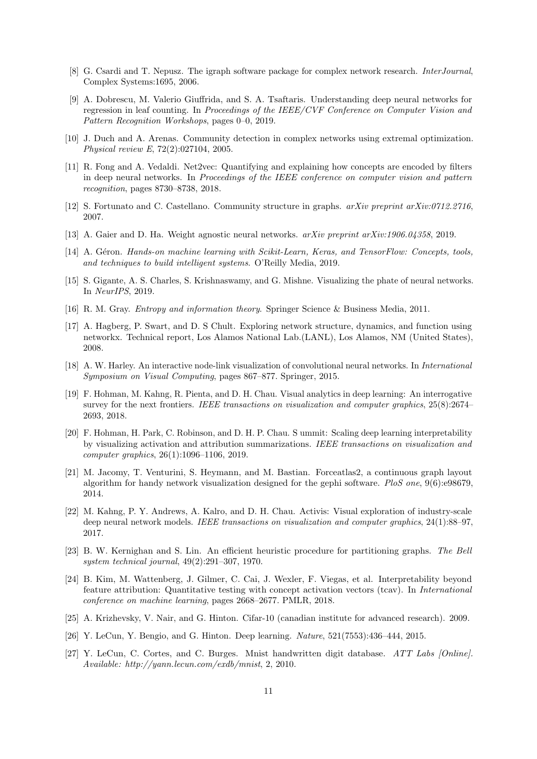[8] G. Csardi and T. Nepusz. The igraph software package for complex network research. *InterJournal*, Complex Systems:1695, 2006.

[9] A. Dobrescu, M. Valerio Giuffrida, and S. A. Tsaftaris. Understanding deep neural networks for regression in leaf counting. In *Proceedings of the IEEE/CVF Conference on Computer Vision and Pattern Recognition Workshops*, pages 0–0, 2019.

[10] J. Duch and A. Arenas. Community detection in complex networks using extremal optimization. *Physical review E*, 72(2):027104, 2005.

[11] R. Fong and A. Vedaldi. Net2vec: Quantifying and explaining how concepts are encoded by filters in deep neural networks. In *Proceedings of the IEEE conference on computer vision and pattern recognition*, pages 8730–8738, 2018.

[12] S. Fortunato and C. Castellano. Community structure in graphs. *arXiv preprint arXiv:0712.2716*, 2007.

[13] A. Gaier and D. Ha. Weight agnostic neural networks. *arXiv preprint arXiv:1906.04358*, 2019.

[14] A. Géron. *Hands-on machine learning with Scikit-Learn, Keras, and TensorFlow: Concepts, tools, and techniques to build intelligent systems*. O'Reilly Media, 2019.

[15] S. Gigante, A. S. Charles, S. Krishnaswamy, and G. Mishne. Visualizing the phate of neural networks. In *NeurIPS*, 2019.

[16] R. M. Gray. *Entropy and information theory*. Springer Science & Business Media, 2011.

[17] A. Hagberg, P. Swart, and D. S Chult. Exploring network structure, dynamics, and function using networkx. Technical report, Los Alamos National Lab.(LANL), Los Alamos, NM (United States), 2008.

[18] A. W. Harley. An interactive node-link visualization of convolutional neural networks. In *International Symposium on Visual Computing*, pages 867–877. Springer, 2015.

[19] F. Hohman, M. Kahng, R. Pienta, and D. H. Chau. Visual analytics in deep learning: An interrogative survey for the next frontiers. *IEEE transactions on visualization and computer graphics*, 25(8):2674–2693, 2018.

[20] F. Hohman, H. Park, C. Robinson, and D. H. P. Chau. S ummit: Scaling deep learning interpretability by visualizing activation and attribution summarizations. *IEEE transactions on visualization and computer graphics*, 26(1):1096–1106, 2019.

[21] M. Jacomy, T. Venturini, S. Heymann, and M. Bastian. Forceatlas2, a continuous graph layout algorithm for handy network visualization designed for the gephi software. *PloS one*, 9(6):e98679, 2014.

[22] M. Kahng, P. Y. Andrews, A. Kalro, and D. H. Chau. Activis: Visual exploration of industry-scale deep neural network models. *IEEE transactions on visualization and computer graphics*, 24(1):88–97, 2017.

[23] B. W. Kernighan and S. Lin. An efficient heuristic procedure for partitioning graphs. *The Bell system technical journal*, 49(2):291–307, 1970.

[24] B. Kim, M. Wattenberg, J. Gilmer, C. Cai, J. Wexler, F. Viegas, et al. Interpretability beyond feature attribution: Quantitative testing with concept activation vectors (tcav). In *International conference on machine learning*, pages 2668–2677. PMLR, 2018.

[25] A. Krizhevsky, V. Nair, and G. Hinton. Cifar-10 (canadian institute for advanced research). 2009.

[26] Y. LeCun, Y. Bengio, and G. Hinton. Deep learning. *Nature*, 521(7553):436–444, 2015.

[27] Y. LeCun, C. Cortes, and C. Burges. Mnist handwritten digit database. *ATT Labs [Online]. Available: http://yann.lecun.com/exdb/mnist*, 2, 2010.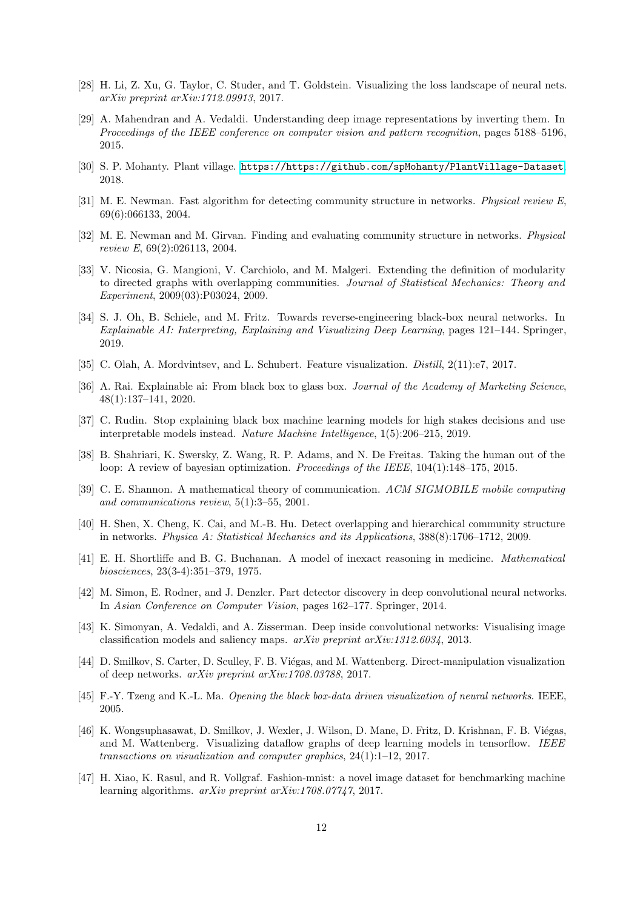[28] H. Li, Z. Xu, G. Taylor, C. Studer, and T. Goldstein. Visualizing the loss landscape of neural nets. *arXiv preprint arXiv:1712.09913*, 2017.

[29] A. Mahendran and A. Vedaldi. Understanding deep image representations by inverting them. In *Proceedings of the IEEE conference on computer vision and pattern recognition*, pages 5188–5196, 2015.

[30] S. P. Mohanty. Plant village. `https://https://github.com/spMohanty/PlantVillage-Dataset`, 2018.

[31] M. E. Newman. Fast algorithm for detecting community structure in networks. *Physical review E*, 69(6):066133, 2004.

[32] M. E. Newman and M. Girvan. Finding and evaluating community structure in networks. *Physical review E*, 69(2):026113, 2004.

[33] V. Nicosia, G. Mangioni, V. Carchiolo, and M. Malgeri. Extending the definition of modularity to directed graphs with overlapping communities. *Journal of Statistical Mechanics: Theory and Experiment*, 2009(03):P03024, 2009.

[34] S. J. Oh, B. Schiele, and M. Fritz. Towards reverse-engineering black-box neural networks. In *Explainable AI: Interpreting, Explaining and Visualizing Deep Learning*, pages 121–144. Springer, 2019.

[35] C. Olah, A. Mordvintsev, and L. Schubert. Feature visualization. *Distill*, 2(11):e7, 2017.

[36] A. Rai. Explainable ai: From black box to glass box. *Journal of the Academy of Marketing Science*, 48(1):137–141, 2020.

[37] C. Rudin. Stop explaining black box machine learning models for high stakes decisions and use interpretable models instead. *Nature Machine Intelligence*, 1(5):206–215, 2019.

[38] B. Shahriari, K. Swersky, Z. Wang, R. P. Adams, and N. De Freitas. Taking the human out of the loop: A review of bayesian optimization. *Proceedings of the IEEE*, 104(1):148–175, 2015.

[39] C. E. Shannon. A mathematical theory of communication. *ACM SIGMOBILE mobile computing and communications review*, 5(1):3–55, 2001.

[40] H. Shen, X. Cheng, K. Cai, and M.-B. Hu. Detect overlapping and hierarchical community structure in networks. *Physica A: Statistical Mechanics and its Applications*, 388(8):1706–1712, 2009.

[41] E. H. Shortliffe and B. G. Buchanan. A model of inexact reasoning in medicine. *Mathematical biosciences*, 23(3-4):351–379, 1975.

[42] M. Simon, E. Rodner, and J. Denzler. Part detector discovery in deep convolutional neural networks. In *Asian Conference on Computer Vision*, pages 162–177. Springer, 2014.

[43] K. Simonyan, A. Vedaldi, and A. Zisserman. Deep inside convolutional networks: Visualising image classification models and saliency maps. *arXiv preprint arXiv:1312.6034*, 2013.

[44] D. Smilkov, S. Carter, D. Sculley, F. B. Viégas, and M. Wattenberg. Direct-manipulation visualization of deep networks. *arXiv preprint arXiv:1708.03788*, 2017.

[45] F.-Y. Tzeng and K.-L. Ma. *Opening the black box-data driven visualization of neural networks*. IEEE, 2005.

[46] K. Wongsuphasawat, D. Smilkov, J. Wexler, J. Wilson, D. Mane, D. Fritz, D. Krishnan, F. B. Viégas, and M. Wattenberg. Visualizing dataflow graphs of deep learning models in tensorflow. *IEEE transactions on visualization and computer graphics*, 24(1):1–12, 2017.

[47] H. Xiao, K. Rasul, and R. Vollgraf. Fashion-mnist: a novel image dataset for benchmarking machine learning algorithms. *arXiv preprint arXiv:1708.07747*, 2017.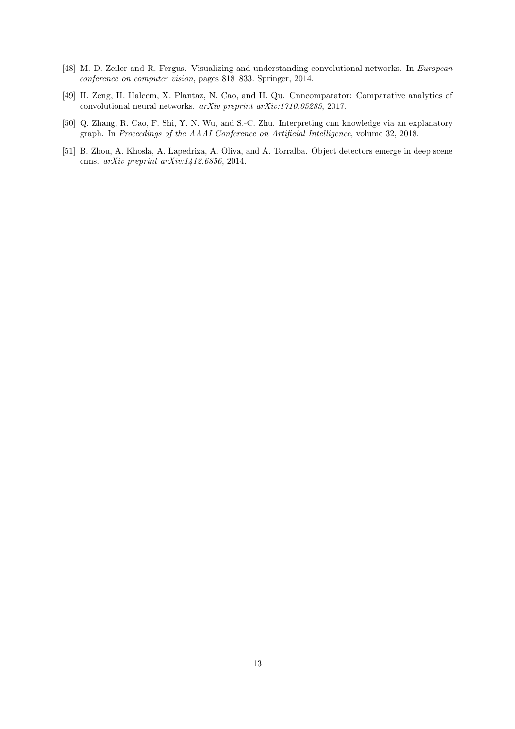[48] M. D. Zeiler and R. Fergus. Visualizing and understanding convolutional networks. In *European conference on computer vision*, pages 818–833. Springer, 2014.

[49] H. Zeng, H. Haleem, X. Plantaz, N. Cao, and H. Qu. Cnncomparator: Comparative analytics of convolutional neural networks. *arXiv preprint arXiv:1710.05285*, 2017.

[50] Q. Zhang, R. Cao, F. Shi, Y. N. Wu, and S.-C. Zhu. Interpreting cnn knowledge via an explanatory graph. In *Proceedings of the AAAI Conference on Artificial Intelligence*, volume 32, 2018.

[51] B. Zhou, A. Khosla, A. Lapedriza, A. Oliva, and A. Torralba. Object detectors emerge in deep scene cnns. *arXiv preprint arXiv:1412.6856*, 2014.